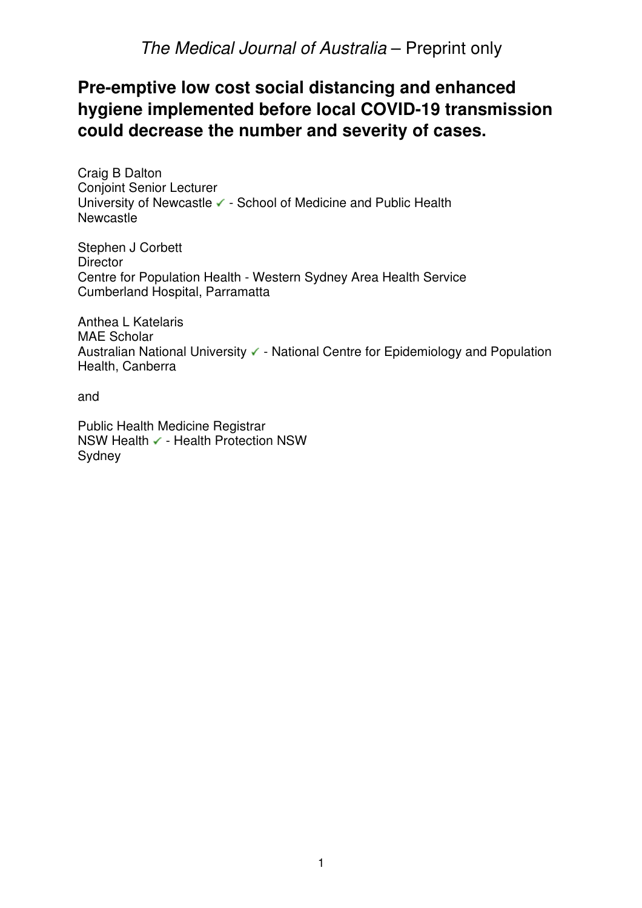# Pre-emptive low cost social distancing and enhanced hygiene implemented before local COVID-19 transmission could decrease the number and severity of cases.

Craig B Dalton
Conjoint Senior Lecturer
University of Newcastle ✓ - School of Medicine and Public Health
Newcastle

Stephen J Corbett
Director
Centre for Population Health - Western Sydney Area Health Service
Cumberland Hospital, Parramatta

Anthea L Katelaris
MAE Scholar
Australian National University ✓ - National Centre for Epidemiology and Population Health, Canberra

and

Public Health Medicine Registrar
NSW Health ✓ - Health Protection NSW
Sydney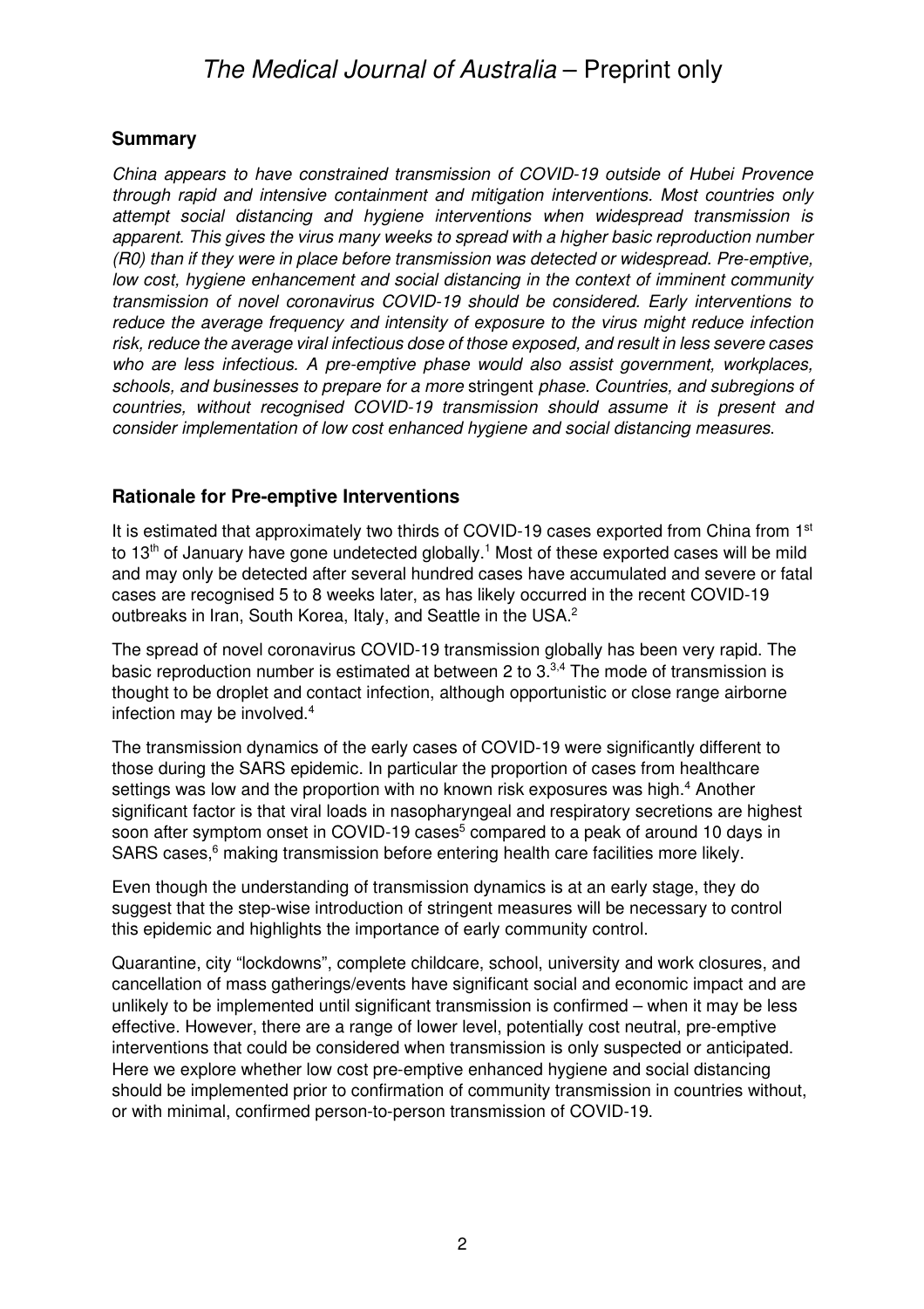## Summary

*China appears to have constrained transmission of COVID-19 outside of Hubei Provence through rapid and intensive containment and mitigation interventions. Most countries only attempt social distancing and hygiene interventions when widespread transmission is apparent. This gives the virus many weeks to spread with a higher basic reproduction number (R0) than if they were in place before transmission was detected or widespread. Pre-emptive, low cost, hygiene enhancement and social distancing in the context of imminent community transmission of novel coronavirus COVID-19 should be considered. Early interventions to reduce the average frequency and intensity of exposure to the virus might reduce infection risk, reduce the average viral infectious dose of those exposed, and result in less severe cases who are less infectious. A pre-emptive phase would also assist government, workplaces, schools, and businesses to prepare for a more* stringent *phase. Countries, and subregions of countries, without recognised COVID-19 transmission should assume it is present and consider implementation of low cost enhanced hygiene and social distancing measures*.

## Rationale for Pre-emptive Interventions

It is estimated that approximately two thirds of COVID-19 cases exported from China from 1st to 13th of January have gone undetected globally.[1] Most of these exported cases will be mild and may only be detected after several hundred cases have accumulated and severe or fatal cases are recognised 5 to 8 weeks later, as has likely occurred in the recent COVID-19 outbreaks in Iran, South Korea, Italy, and Seattle in the USA.[2]

The spread of novel coronavirus COVID-19 transmission globally has been very rapid. The basic reproduction number is estimated at between 2 to 3.[3,4] The mode of transmission is thought to be droplet and contact infection, although opportunistic or close range airborne infection may be involved.[4]

The transmission dynamics of the early cases of COVID-19 were significantly different to those during the SARS epidemic. In particular the proportion of cases from healthcare settings was low and the proportion with no known risk exposures was high.[4] Another significant factor is that viral loads in nasopharyngeal and respiratory secretions are highest soon after symptom onset in COVID-19 cases[5] compared to a peak of around 10 days in SARS cases,[6] making transmission before entering health care facilities more likely.

Even though the understanding of transmission dynamics is at an early stage, they do suggest that the step-wise introduction of stringent measures will be necessary to control this epidemic and highlights the importance of early community control.

Quarantine, city "lockdowns", complete childcare, school, university and work closures, and cancellation of mass gatherings/events have significant social and economic impact and are unlikely to be implemented until significant transmission is confirmed – when it may be less effective. However, there are a range of lower level, potentially cost neutral, pre-emptive interventions that could be considered when transmission is only suspected or anticipated. Here we explore whether low cost pre-emptive enhanced hygiene and social distancing should be implemented prior to confirmation of community transmission in countries without, or with minimal, confirmed person-to-person transmission of COVID-19.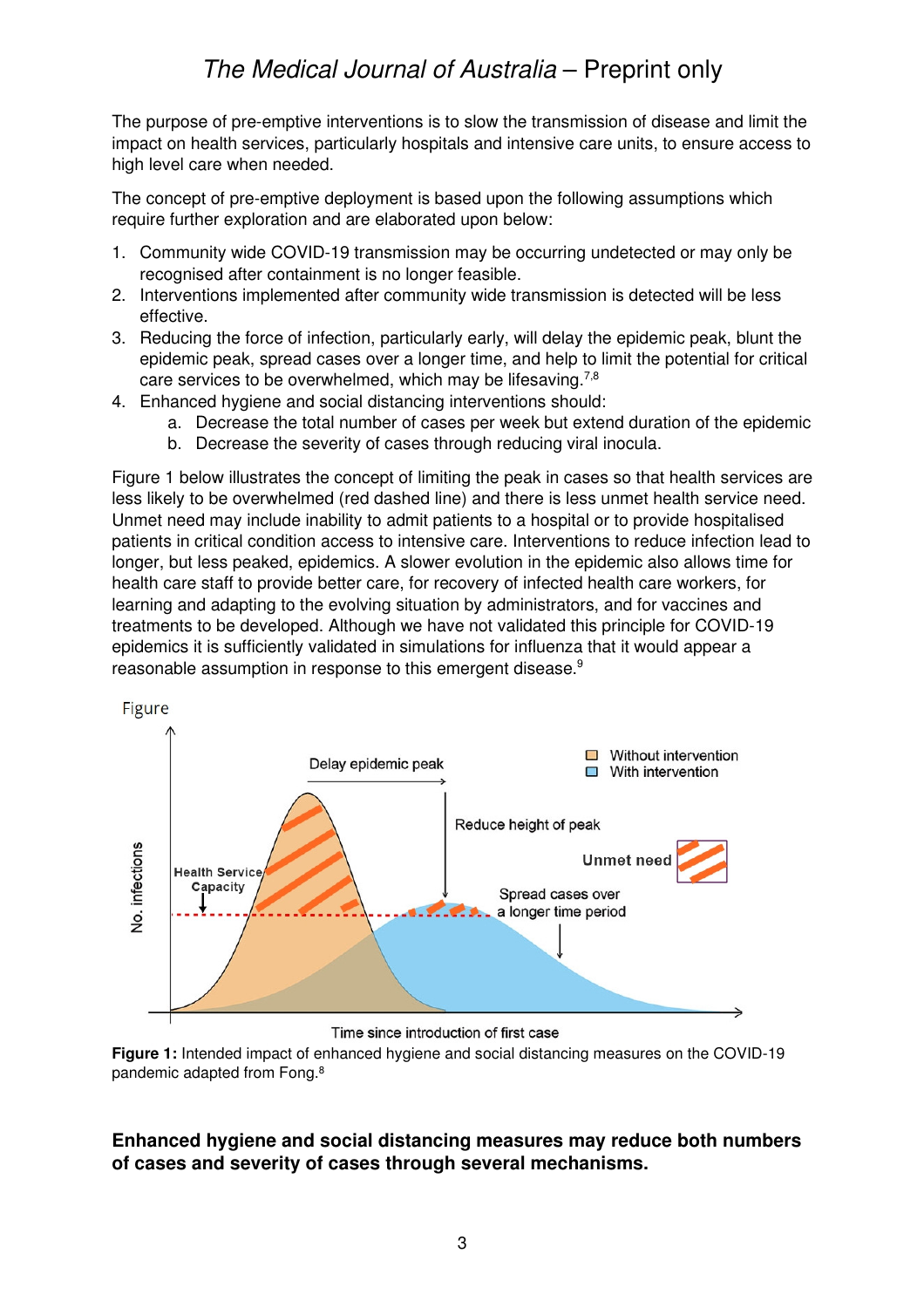The purpose of pre-emptive interventions is to slow the transmission of disease and limit the impact on health services, particularly hospitals and intensive care units, to ensure access to high level care when needed.

The concept of pre-emptive deployment is based upon the following assumptions which require further exploration and are elaborated upon below:

1. Community wide COVID-19 transmission may be occurring undetected or may only be recognised after containment is no longer feasible.
2. Interventions implemented after community wide transmission is detected will be less effective.
3. Reducing the force of infection, particularly early, will delay the epidemic peak, blunt the epidemic peak, spread cases over a longer time, and help to limit the potential for critical care services to be overwhelmed, which may be lifesaving.[7,8]
4. Enhanced hygiene and social distancing interventions should:
   a. Decrease the total number of cases per week but extend duration of the epidemic
   b. Decrease the severity of cases through reducing viral inocula.

Figure 1 below illustrates the concept of limiting the peak in cases so that health services are less likely to be overwhelmed (red dashed line) and there is less unmet health service need. Unmet need may include inability to admit patients to a hospital or to provide hospitalised patients in critical condition access to intensive care. Interventions to reduce infection lead to longer, but less peaked, epidemics. A slower evolution in the epidemic also allows time for health care staff to provide better care, for recovery of infected health care workers, for learning and adapting to the evolving situation by administrators, and for vaccines and treatments to be developed. Although we have not validated this principle for COVID-19 epidemics it is sufficiently validated in simulations for influenza that it would appear a reasonable assumption in response to this emergent disease.[9]

**Figure 1:** Intended impact of enhanced hygiene and social distancing measures on the COVID-19 pandemic adapted from Fong.[8]

**Enhanced hygiene and social distancing measures may reduce both numbers of cases and severity of cases through several mechanisms.**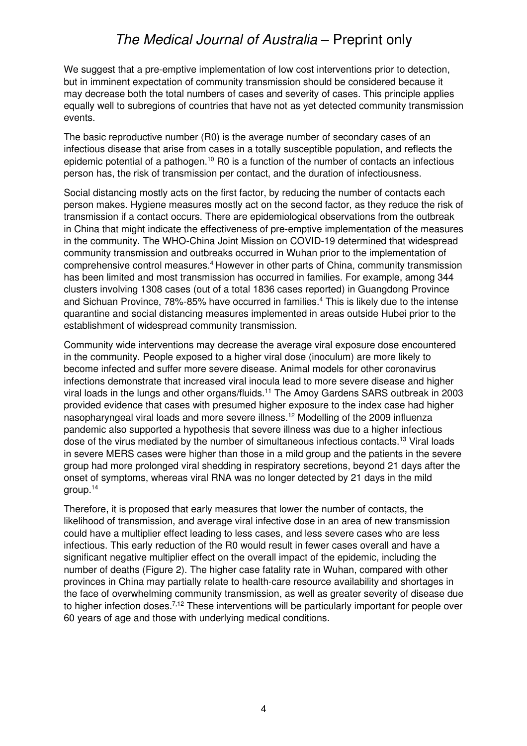We suggest that a pre-emptive implementation of low cost interventions prior to detection, but in imminent expectation of community transmission should be considered because it may decrease both the total numbers of cases and severity of cases. This principle applies equally well to subregions of countries that have not as yet detected community transmission events.

The basic reproductive number (R0) is the average number of secondary cases of an infectious disease that arise from cases in a totally susceptible population, and reflects the epidemic potential of a pathogen.[10] R0 is a function of the number of contacts an infectious person has, the risk of transmission per contact, and the duration of infectiousness.

Social distancing mostly acts on the first factor, by reducing the number of contacts each person makes. Hygiene measures mostly act on the second factor, as they reduce the risk of transmission if a contact occurs. There are epidemiological observations from the outbreak in China that might indicate the effectiveness of pre-emptive implementation of the measures in the community. The WHO-China Joint Mission on COVID-19 determined that widespread community transmission and outbreaks occurred in Wuhan prior to the implementation of comprehensive control measures.[4] However in other parts of China, community transmission has been limited and most transmission has occurred in families. For example, among 344 clusters involving 1308 cases (out of a total 1836 cases reported) in Guangdong Province and Sichuan Province, 78%-85% have occurred in families.[4] This is likely due to the intense quarantine and social distancing measures implemented in areas outside Hubei prior to the establishment of widespread community transmission.

Community wide interventions may decrease the average viral exposure dose encountered in the community. People exposed to a higher viral dose (inoculum) are more likely to become infected and suffer more severe disease. Animal models for other coronavirus infections demonstrate that increased viral inocula lead to more severe disease and higher viral loads in the lungs and other organs/fluids.[11] The Amoy Gardens SARS outbreak in 2003 provided evidence that cases with presumed higher exposure to the index case had higher nasopharyngeal viral loads and more severe illness.[12] Modelling of the 2009 influenza pandemic also supported a hypothesis that severe illness was due to a higher infectious dose of the virus mediated by the number of simultaneous infectious contacts.[13] Viral loads in severe MERS cases were higher than those in a mild group and the patients in the severe group had more prolonged viral shedding in respiratory secretions, beyond 21 days after the onset of symptoms, whereas viral RNA was no longer detected by 21 days in the mild group.[14]

Therefore, it is proposed that early measures that lower the number of contacts, the likelihood of transmission, and average viral infective dose in an area of new transmission could have a multiplier effect leading to less cases, and less severe cases who are less infectious. This early reduction of the R0 would result in fewer cases overall and have a significant negative multiplier effect on the overall impact of the epidemic, including the number of deaths (Figure 2). The higher case fatality rate in Wuhan, compared with other provinces in China may partially relate to health-care resource availability and shortages in the face of overwhelming community transmission, as well as greater severity of disease due to higher infection doses.[7,12] These interventions will be particularly important for people over 60 years of age and those with underlying medical conditions.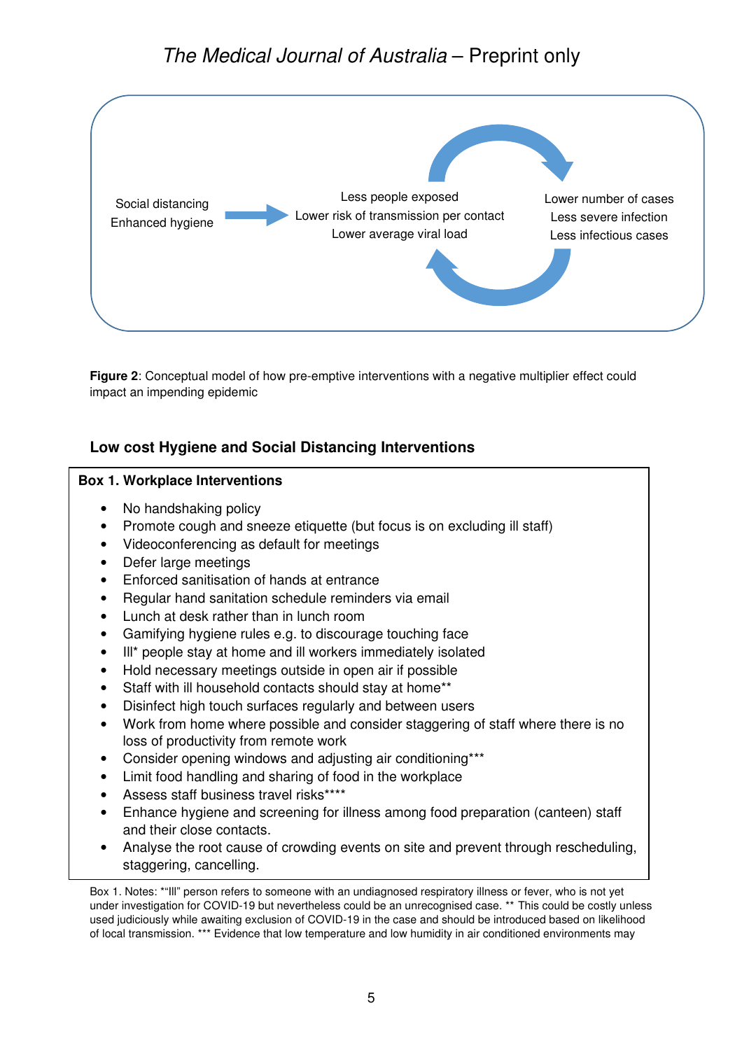Social distancing
Enhanced hygiene

Less people exposed
Lower risk of transmission per contact
Lower average viral load

Lower number of cases
Less severe infection
Less infectious cases

**Figure 2**: Conceptual model of how pre-emptive interventions with a negative multiplier effect could impact an impending epidemic

### Low cost Hygiene and Social Distancing Interventions

**Box 1. Workplace Interventions**

- No handshaking policy
- Promote cough and sneeze etiquette (but focus is on excluding ill staff)
- Videoconferencing as default for meetings
- Defer large meetings
- Enforced sanitisation of hands at entrance
- Regular hand sanitation schedule reminders via email
- Lunch at desk rather than in lunch room
- Gamifying hygiene rules e.g. to discourage touching face
- Ill* people stay at home and ill workers immediately isolated
- Hold necessary meetings outside in open air if possible
- Staff with ill household contacts should stay at home**
- Disinfect high touch surfaces regularly and between users
- Work from home where possible and consider staggering of staff where there is no loss of productivity from remote work
- Consider opening windows and adjusting air conditioning***
- Limit food handling and sharing of food in the workplace
- Assess staff business travel risks****
- Enhance hygiene and screening for illness among food preparation (canteen) staff and their close contacts.
- Analyse the root cause of crowding events on site and prevent through rescheduling, staggering, cancelling.

Box 1. Notes: *"Ill" person refers to someone with an undiagnosed respiratory illness or fever, who is not yet under investigation for COVID-19 but nevertheless could be an unrecognised case. ** This could be costly unless used judiciously while awaiting exclusion of COVID-19 in the case and should be introduced based on likelihood of local transmission. *** Evidence that low temperature and low humidity in air conditioned environments may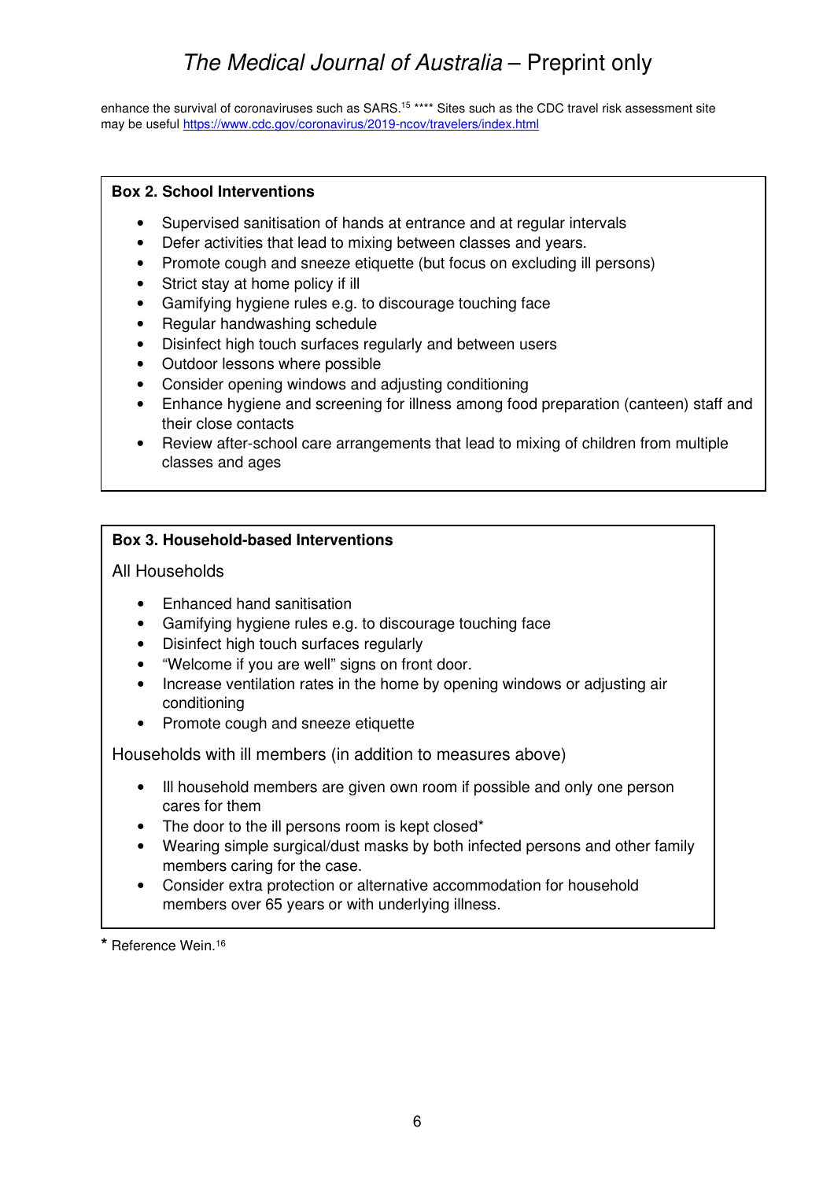enhance the survival of coronaviruses such as SARS.[15] **** Sites such as the CDC travel risk assessment site may be useful https://www.cdc.gov/coronavirus/2019-ncov/travelers/index.html

**Box 2. School Interventions**

- Supervised sanitisation of hands at entrance and at regular intervals
- Defer activities that lead to mixing between classes and years.
- Promote cough and sneeze etiquette (but focus on excluding ill persons)
- Strict stay at home policy if ill
- Gamifying hygiene rules e.g. to discourage touching face
- Regular handwashing schedule
- Disinfect high touch surfaces regularly and between users
- Outdoor lessons where possible
- Consider opening windows and adjusting conditioning
- Enhance hygiene and screening for illness among food preparation (canteen) staff and their close contacts
- Review after-school care arrangements that lead to mixing of children from multiple classes and ages

**Box 3. Household-based Interventions**

All Households

- Enhanced hand sanitisation
- Gamifying hygiene rules e.g. to discourage touching face
- Disinfect high touch surfaces regularly
- "Welcome if you are well" signs on front door.
- Increase ventilation rates in the home by opening windows or adjusting air conditioning
- Promote cough and sneeze etiquette

Households with ill members (in addition to measures above)

- Ill household members are given own room if possible and only one person cares for them
- The door to the ill persons room is kept closed*
- Wearing simple surgical/dust masks by both infected persons and other family members caring for the case.
- Consider extra protection or alternative accommodation for household members over 65 years or with underlying illness.

\* Reference Wein.[16]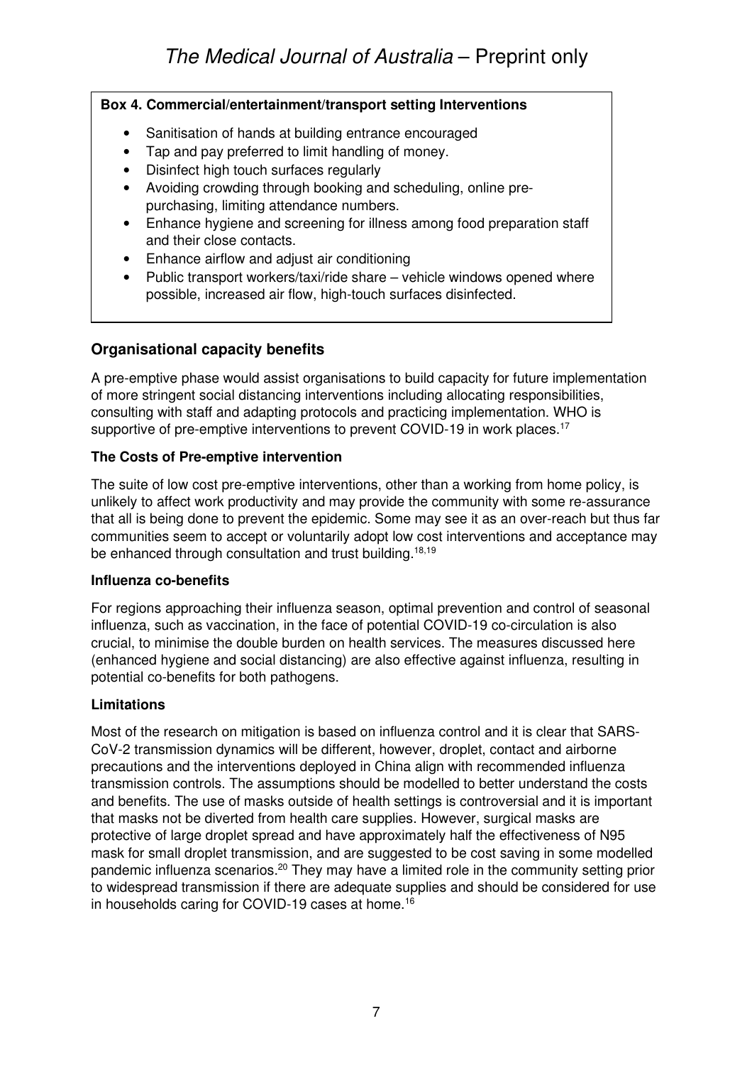**Box 4. Commercial/entertainment/transport setting Interventions**

- Sanitisation of hands at building entrance encouraged
- Tap and pay preferred to limit handling of money.
- Disinfect high touch surfaces regularly
- Avoiding crowding through booking and scheduling, online pre-purchasing, limiting attendance numbers.
- Enhance hygiene and screening for illness among food preparation staff and their close contacts.
- Enhance airflow and adjust air conditioning
- Public transport workers/taxi/ride share – vehicle windows opened where possible, increased air flow, high-touch surfaces disinfected.

## Organisational capacity benefits

A pre-emptive phase would assist organisations to build capacity for future implementation of more stringent social distancing interventions including allocating responsibilities, consulting with staff and adapting protocols and practicing implementation. WHO is supportive of pre-emptive interventions to prevent COVID-19 in work places.[17]

### The Costs of Pre-emptive intervention

The suite of low cost pre-emptive interventions, other than a working from home policy, is unlikely to affect work productivity and may provide the community with some re-assurance that all is being done to prevent the epidemic. Some may see it as an over-reach but thus far communities seem to accept or voluntarily adopt low cost interventions and acceptance may be enhanced through consultation and trust building.[18,19]

### Influenza co-benefits

For regions approaching their influenza season, optimal prevention and control of seasonal influenza, such as vaccination, in the face of potential COVID-19 co-circulation is also crucial, to minimise the double burden on health services. The measures discussed here (enhanced hygiene and social distancing) are also effective against influenza, resulting in potential co-benefits for both pathogens.

### Limitations

Most of the research on mitigation is based on influenza control and it is clear that SARS-CoV-2 transmission dynamics will be different, however, droplet, contact and airborne precautions and the interventions deployed in China align with recommended influenza transmission controls. The assumptions should be modelled to better understand the costs and benefits. The use of masks outside of health settings is controversial and it is important that masks not be diverted from health care supplies. However, surgical masks are protective of large droplet spread and have approximately half the effectiveness of N95 mask for small droplet transmission, and are suggested to be cost saving in some modelled pandemic influenza scenarios.[20] They may have a limited role in the community setting prior to widespread transmission if there are adequate supplies and should be considered for use in households caring for COVID-19 cases at home.[16]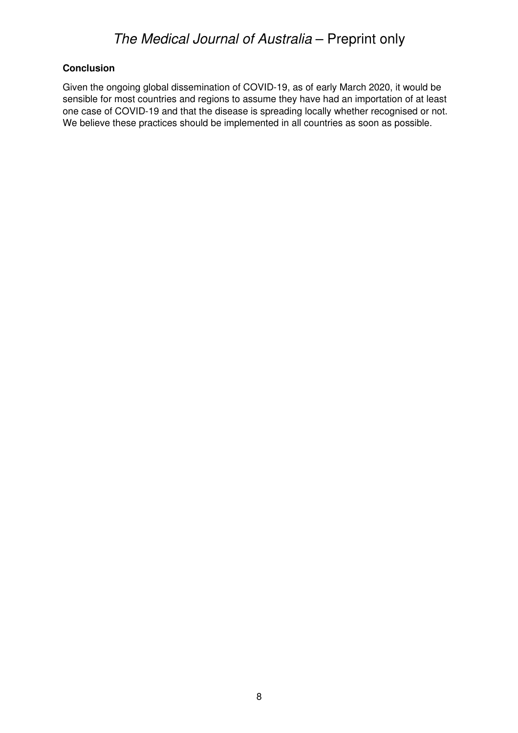## Conclusion

Given the ongoing global dissemination of COVID-19, as of early March 2020, it would be sensible for most countries and regions to assume they have had an importation of at least one case of COVID-19 and that the disease is spreading locally whether recognised or not. We believe these practices should be implemented in all countries as soon as possible.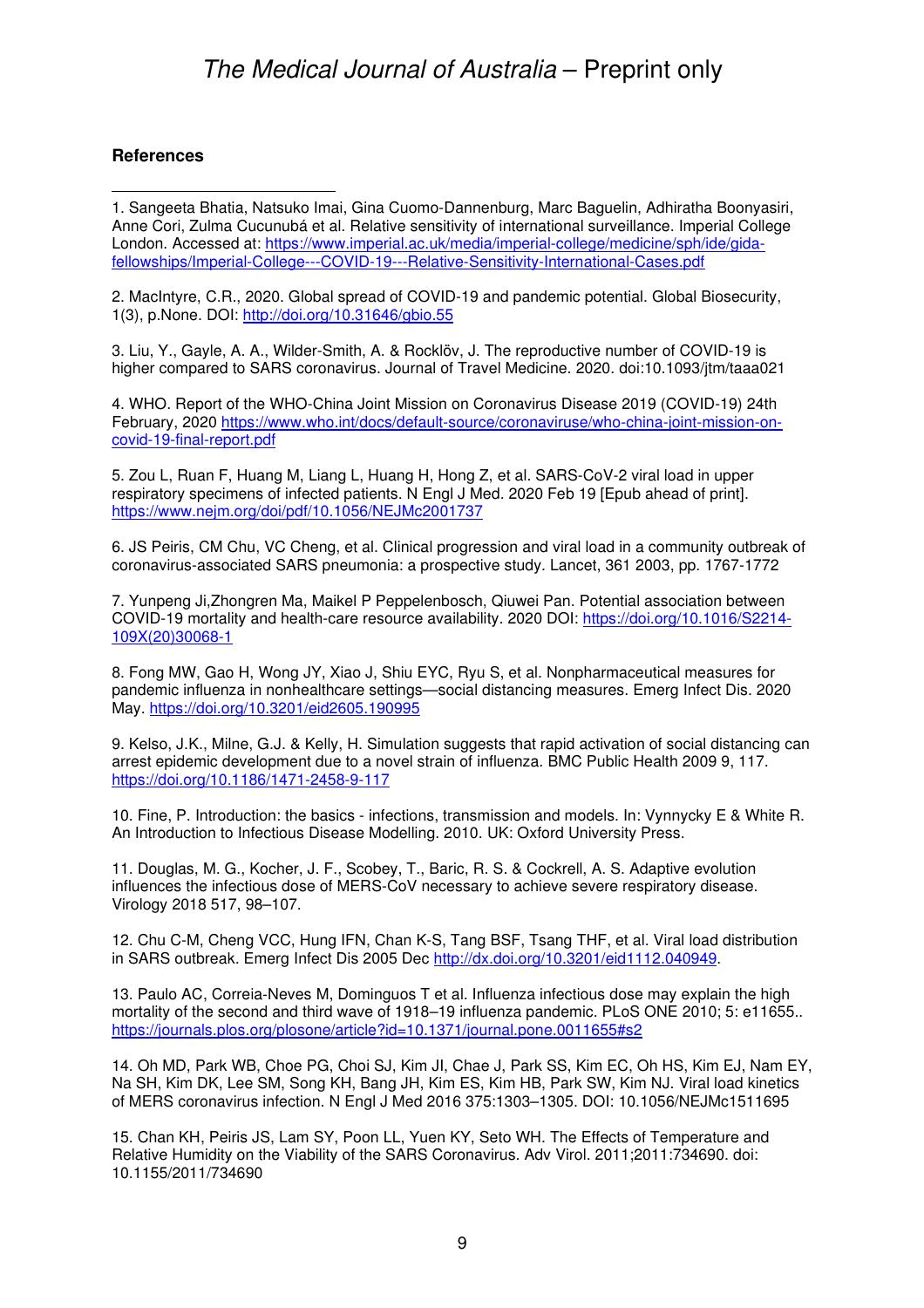## References

1. Sangeeta Bhatia, Natsuko Imai, Gina Cuomo-Dannenburg, Marc Baguelin, Adhiratha Boonyasiri, Anne Cori, Zulma Cucunubá et al. Relative sensitivity of international surveillance. Imperial College London. Accessed at: https://www.imperial.ac.uk/media/imperial-college/medicine/sph/ide/gida-fellowships/Imperial-College---COVID-19---Relative-Sensitivity-International-Cases.pdf

2. MacIntyre, C.R., 2020. Global spread of COVID-19 and pandemic potential. Global Biosecurity, 1(3), p.None. DOI: http://doi.org/10.31646/gbio.55

3. Liu, Y., Gayle, A. A., Wilder-Smith, A. & Rocklöv, J. The reproductive number of COVID-19 is higher compared to SARS coronavirus. Journal of Travel Medicine. 2020. doi:10.1093/jtm/taaa021

4. WHO. Report of the WHO-China Joint Mission on Coronavirus Disease 2019 (COVID-19) 24th February, 2020 https://www.who.int/docs/default-source/coronaviruse/who-china-joint-mission-on-covid-19-final-report.pdf

5. Zou L, Ruan F, Huang M, Liang L, Huang H, Hong Z, et al. SARS-CoV-2 viral load in upper respiratory specimens of infected patients. N Engl J Med. 2020 Feb 19 [Epub ahead of print]. https://www.nejm.org/doi/pdf/10.1056/NEJMc2001737

6. JS Peiris, CM Chu, VC Cheng, et al. Clinical progression and viral load in a community outbreak of coronavirus-associated SARS pneumonia: a prospective study. Lancet, 361 2003, pp. 1767-1772

7. Yunpeng Ji,Zhongren Ma, Maikel P Peppelenbosch, Qiuwei Pan. Potential association between COVID-19 mortality and health-care resource availability. 2020 DOI: https://doi.org/10.1016/S2214-109X(20)30068-1

8. Fong MW, Gao H, Wong JY, Xiao J, Shiu EYC, Ryu S, et al. Nonpharmaceutical measures for pandemic influenza in nonhealthcare settings—social distancing measures. Emerg Infect Dis. 2020 May. https://doi.org/10.3201/eid2605.190995

9. Kelso, J.K., Milne, G.J. & Kelly, H. Simulation suggests that rapid activation of social distancing can arrest epidemic development due to a novel strain of influenza. BMC Public Health 2009 9, 117. https://doi.org/10.1186/1471-2458-9-117

10. Fine, P. Introduction: the basics - infections, transmission and models. In: Vynnycky E & White R. An Introduction to Infectious Disease Modelling. 2010. UK: Oxford University Press.

11. Douglas, M. G., Kocher, J. F., Scobey, T., Baric, R. S. & Cockrell, A. S. Adaptive evolution influences the infectious dose of MERS-CoV necessary to achieve severe respiratory disease. Virology 2018 517, 98–107.

12. Chu C-M, Cheng VCC, Hung IFN, Chan K-S, Tang BSF, Tsang THF, et al. Viral load distribution in SARS outbreak. Emerg Infect Dis 2005 Dec http://dx.doi.org/10.3201/eid1112.040949.

13. Paulo AC, Correia-Neves M, Dominguos T et al. Influenza infectious dose may explain the high mortality of the second and third wave of 1918–19 influenza pandemic. PLoS ONE 2010; 5: e11655.. https://journals.plos.org/plosone/article?id=10.1371/journal.pone.0011655#s2

14. Oh MD, Park WB, Choe PG, Choi SJ, Kim JI, Chae J, Park SS, Kim EC, Oh HS, Kim EJ, Nam EY, Na SH, Kim DK, Lee SM, Song KH, Bang JH, Kim ES, Kim HB, Park SW, Kim NJ. Viral load kinetics of MERS coronavirus infection. N Engl J Med 2016 375:1303–1305. DOI: 10.1056/NEJMc1511695

15. Chan KH, Peiris JS, Lam SY, Poon LL, Yuen KY, Seto WH. The Effects of Temperature and Relative Humidity on the Viability of the SARS Coronavirus. Adv Virol. 2011;2011:734690. doi: 10.1155/2011/734690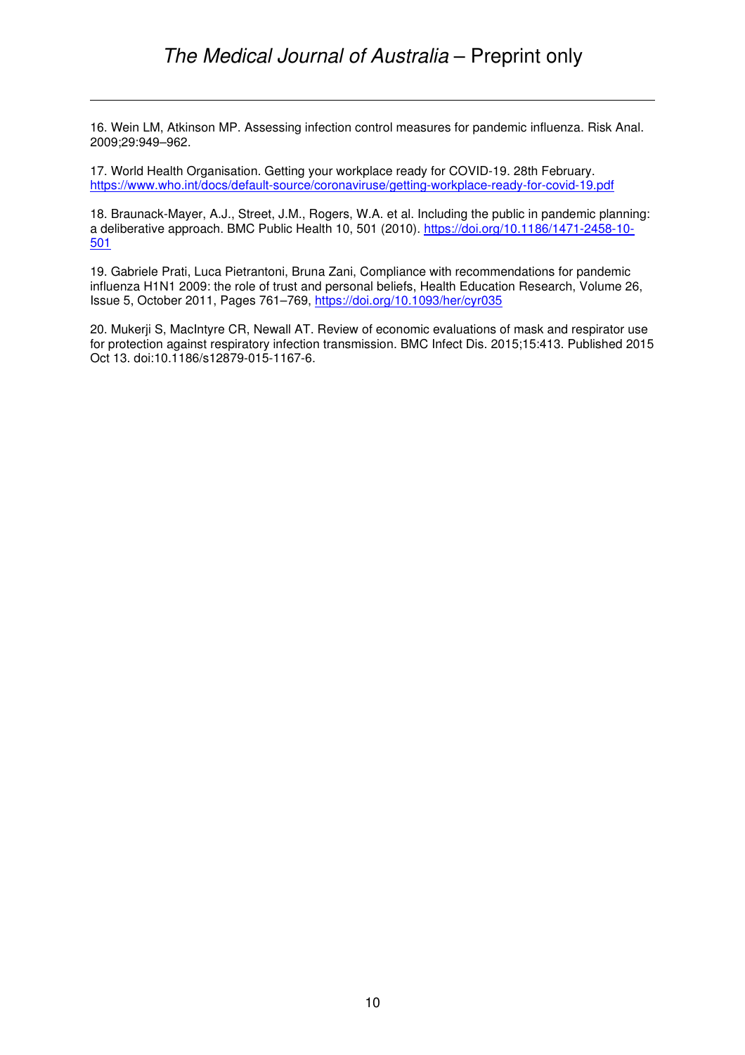16. Wein LM, Atkinson MP. Assessing infection control measures for pandemic influenza. Risk Anal. 2009;29:949–962.

17. World Health Organisation. Getting your workplace ready for COVID-19. 28th February. https://www.who.int/docs/default-source/coronaviruse/getting-workplace-ready-for-covid-19.pdf

18. Braunack-Mayer, A.J., Street, J.M., Rogers, W.A. et al. Including the public in pandemic planning: a deliberative approach. BMC Public Health 10, 501 (2010). https://doi.org/10.1186/1471-2458-10-501

19. Gabriele Prati, Luca Pietrantoni, Bruna Zani, Compliance with recommendations for pandemic influenza H1N1 2009: the role of trust and personal beliefs, Health Education Research, Volume 26, Issue 5, October 2011, Pages 761–769, https://doi.org/10.1093/her/cyr035

20. Mukerji S, MacIntyre CR, Newall AT. Review of economic evaluations of mask and respirator use for protection against respiratory infection transmission. BMC Infect Dis. 2015;15:413. Published 2015 Oct 13. doi:10.1186/s12879-015-1167-6.